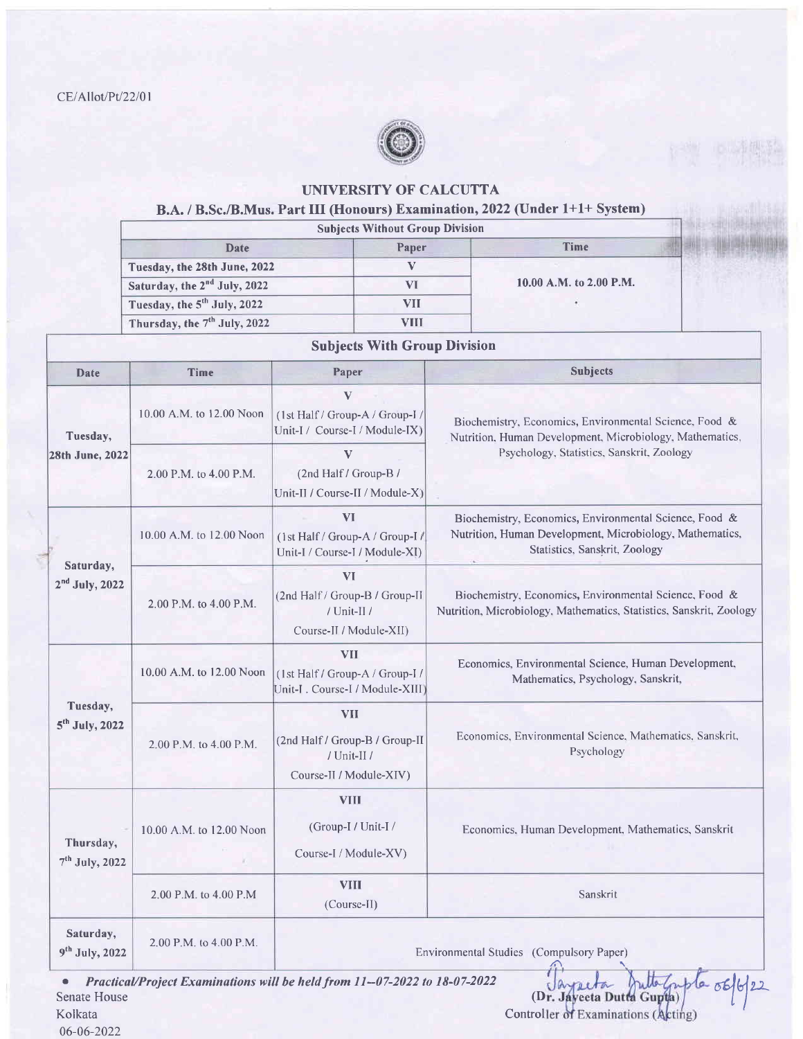CE/Allot/Pt/22/01

# UNIVERSITY OF CALCUTTA

## B.A. / B.Sc./B.Mus. Part III (Honours) Examination, 2022 (Under 1+1+ System)

### Subjects Without Group Division

| Date | Paper | Time |
|---|---|---|
| Tuesday, the 28th June, 2022 | V | 10.00 A.M. to 2.00 P.M. |
| Saturday, the 2nd July, 2022 | VI | |
| Tuesday, the 5th July, 2022 | VII | |
| Thursday, the 7th July, 2022 | VIII | |

### Subjects With Group Division

| Date | Time | Paper | Subjects |
|---|---|---|---|
| Tuesday, 28th June, 2022 | 10.00 A.M. to 12.00 Noon | V (1st Half / Group-A / Group-I / Unit-I / Course-I / Module-IX) | Biochemistry, Economics, Environmental Science, Food & Nutrition, Human Development, Microbiology, Mathematics, Psychology, Statistics, Sanskrit, Zoology |
| | 2.00 P.M. to 4.00 P.M. | V (2nd Half / Group-B / Unit-II / Course-II / Module-X) | |
| Saturday, 2nd July, 2022 | 10.00 A.M. to 12.00 Noon | VI (1st Half / Group-A / Group-I / Unit-I / Course-I / Module-XI) | Biochemistry, Economics, Environmental Science, Food & Nutrition, Human Development, Microbiology, Mathematics, Statistics, Sanskrit, Zoology |
| | 2.00 P.M. to 4.00 P.M. | VI (2nd Half / Group-B / Group-II / Unit-II / Course-II / Module-XII) | Biochemistry, Economics, Environmental Science, Food & Nutrition, Microbiology, Mathematics, Statistics, Sanskrit, Zoology |
| Tuesday, 5th July, 2022 | 10.00 A.M. to 12.00 Noon | VII (1st Half / Group-A / Group-I / Unit-I . Course-I / Module-XIII) | Economics, Environmental Science, Human Development, Mathematics, Psychology, Sanskrit, |
| | 2.00 P.M. to 4.00 P.M. | VII (2nd Half / Group-B / Group-II / Unit-II / Course-II / Module-XIV) | Economics, Environmental Science, Mathematics, Sanskrit, Psychology |
| Thursday, 7th July, 2022 | 10.00 A.M. to 12.00 Noon | VIII (Group-I / Unit-I / Course-I / Module-XV) | Economics, Human Development, Mathematics, Sanskrit |
| | 2.00 P.M. to 4.00 P.M | VIII (Course-II) | Sanskrit |
| Saturday, 9th July, 2022 | 2.00 P.M. to 4.00 P.M. | Environmental Studies (Compulsory Paper) | |

- ***Practical/Project Examinations will be held from 11--07-2022 to 18-07-2022***

Senate House
Kolkata
06-06-2022

(Dr. Jayeeta Dutta Gupta) 06/6/22
Controller of Examinations (Acting)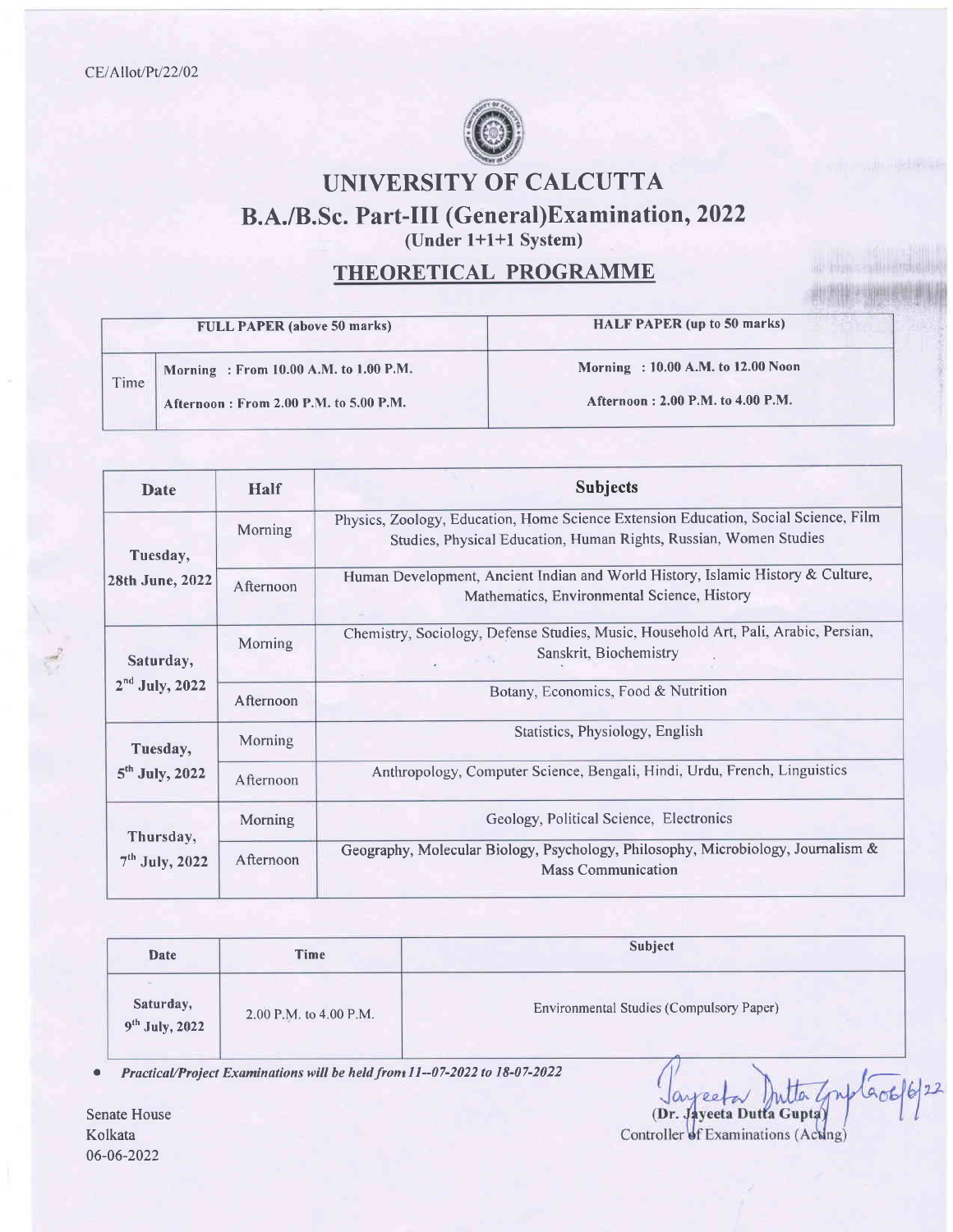CE/Allot/Pt/22/02

# UNIVERSITY OF CALCUTTA

## B.A./B.Sc. Part-III (General)Examination, 2022

**(Under 1+1+1 System)**

## THEORETICAL PROGRAMME

| FULL PAPER (above 50 marks) | | HALF PAPER (up to 50 marks) |
|---|---|---|
| Time | Morning : From 10.00 A.M. to 1.00 P.M. | Morning : 10.00 A.M. to 12.00 Noon |
| | Afternoon : From 2.00 P.M. to 5.00 P.M. | Afternoon : 2.00 P.M. to 4.00 P.M. |

| Date | Half | Subjects |
|---|---|---|
| Tuesday, 28th June, 2022 | Morning | Physics, Zoology, Education, Home Science Extension Education, Social Science, Film Studies, Physical Education, Human Rights, Russian, Women Studies |
| | Afternoon | Human Development, Ancient Indian and World History, Islamic History & Culture, Mathematics, Environmental Science, History |
| Saturday, 2nd July, 2022 | Morning | Chemistry, Sociology, Defense Studies, Music, Household Art, Pali, Arabic, Persian, Sanskrit, Biochemistry |
| | Afternoon | Botany, Economics, Food & Nutrition |
| Tuesday, 5th July, 2022 | Morning | Statistics, Physiology, English |
| | Afternoon | Anthropology, Computer Science, Bengali, Hindi, Urdu, French, Linguistics |
| Thursday, 7th July, 2022 | Morning | Geology, Political Science, Electronics |
| | Afternoon | Geography, Molecular Biology, Psychology, Philosophy, Microbiology, Journalism & Mass Communication |

| Date | Time | Subject |
|---|---|---|
| Saturday, 9th July, 2022 | 2.00 P.M. to 4.00 P.M. | Environmental Studies (Compulsory Paper) |

- *Practical/Project Examinations will be held from 11--07-2022 to 18-07-2022*

Senate House
Kolkata
06-06-2022

(Dr. Jayeeta Dutta Gupta)
Controller of Examinations (Acting)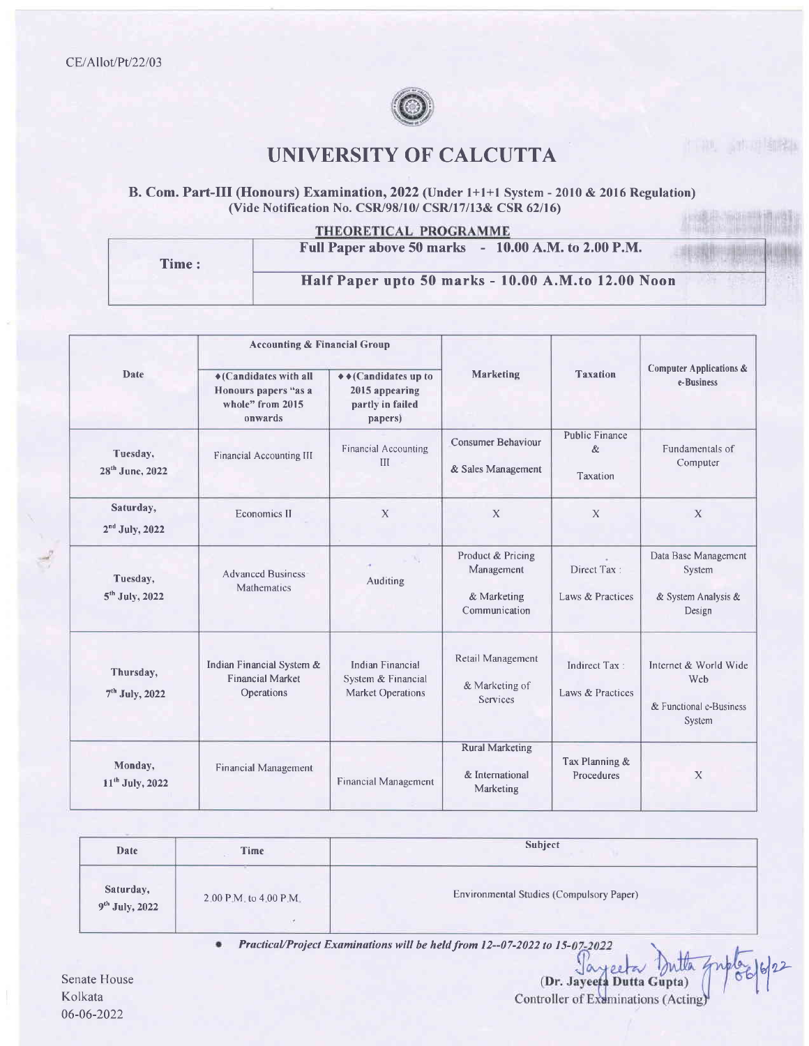CE/Allot/Pt/22/03

# UNIVERSITY OF CALCUTTA

**B. Com. Part-III (Honours) Examination, 2022 (Under 1+1+1 System - 2010 & 2016 Regulation)**
**(Vide Notification No. CSR/98/10/ CSR/17/13& CSR 62/16)**

**THEORETICAL PROGRAMME**

| | |
|---|---|
| **Time :** | **Full Paper above 50 marks - 10.00 A.M. to 2.00 P.M.** |
| | **Half Paper upto 50 marks - 10.00 A.M.to 12.00 Noon** |

| Date | Accounting & Financial Group | | Marketing | Taxation | Computer Applications & e-Business |
|---|---|---|---|---|---|
| | ♦(Candidates with all Honours papers "as a whole" from 2015 onwards | ♦♦(Candidates up to 2015 appearing partly in failed papers) | | | |
| Tuesday, 28th June, 2022 | Financial Accounting III | Financial Accounting III | Consumer Behaviour & Sales Management | Public Finance & Taxation | Fundamentals of Computer |
| Saturday, 2nd July, 2022 | Economics II | X | X | X | X |
| Tuesday, 5th July, 2022 | Advanced Business Mathematics | Auditing | Product & Pricing Management & Marketing Communication | Direct Tax : Laws & Practices | Data Base Management System & System Analysis & Design |
| Thursday, 7th July, 2022 | Indian Financial System & Financial Market Operations | Indian Financial System & Financial Market Operations | Retail Management & Marketing of Services | Indirect Tax : Laws & Practices | Internet & World Wide Web & Functional e-Business System |
| Monday, 11th July, 2022 | Financial Management | Financial Management | Rural Marketing & International Marketing | Tax Planning & Procedures | X |

| Date | Time | Subject |
|---|---|---|
| Saturday, 9th July, 2022 | 2.00 P.M. to 4.00 P.M. | Environmental Studies (Compulsory Paper) |

- *Practical/Project Examinations will be held from 12--07-2022 to 15-07-2022*

(Dr. Jayeeta Dutta Gupta)
Controller of Examinations (Acting)

Senate House
Kolkata
06-06-2022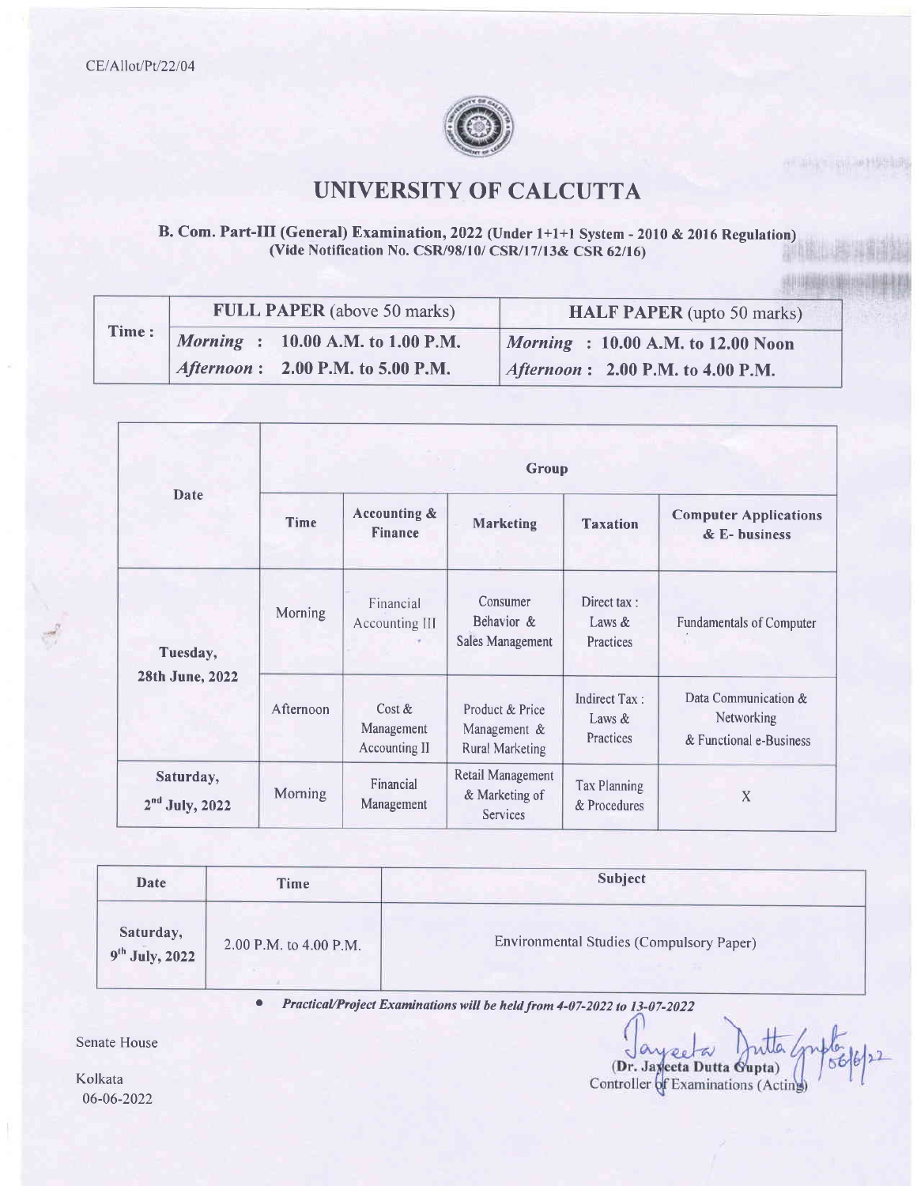CE/Allot/Pt/22/04

# UNIVERSITY OF CALCUTTA

**B. Com. Part-III (General) Examination, 2022 (Under 1+1+1 System - 2010 & 2016 Regulation)**
**(Vide Notification No. CSR/98/10/ CSR/17/13& CSR 62/16)**

| Time : | **FULL PAPER** (above 50 marks) | **HALF PAPER** (upto 50 marks) |
|---|---|---|
| | ***Morning* : 10.00 A.M. to 1.00 P.M.** | ***Morning* : 10.00 A.M. to 12.00 Noon** |
| | ***Afternoon* : 2.00 P.M. to 5.00 P.M.** | ***Afternoon* : 2.00 P.M. to 4.00 P.M.** |

| **Date** | | **Group** | | | |
|---|---|---|---|---|---|
| | **Time** | **Accounting & Finance** | **Marketing** | **Taxation** | **Computer Applications & E- business** |
| **Tuesday, 28th June, 2022** | Morning | Financial Accounting III | Consumer Behavior & Sales Management | Direct tax : Laws & Practices | Fundamentals of Computer |
| | Afternoon | Cost & Management Accounting II | Product & Price Management & Rural Marketing | Indirect Tax : Laws & Practices | Data Communication & Networking & Functional e-Business |
| **Saturday, 2nd July, 2022** | Morning | Financial Management | Retail Management & Marketing of Services | Tax Planning & Procedures | X |

| Date | Time | Subject |
|---|---|---|
| **Saturday, 9th July, 2022** | 2.00 P.M. to 4.00 P.M. | Environmental Studies (Compulsory Paper) |

- ***Practical/Project Examinations will be held from 4-07-2022 to 13-07-2022***

Senate House

Kolkata
06-06-2022

(Dr. Jayeeta Dutta Gupta)
Controller of Examinations (Acting)